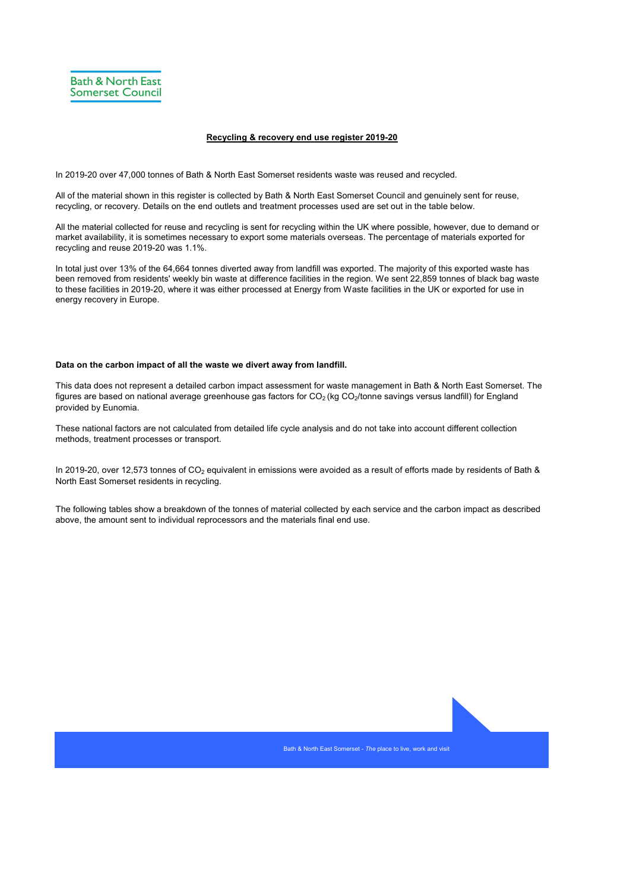Bath & North East Somerset Council

**Recycling & recovery end use register 2019-20**

In 2019-20 over 47,000 tonnes of Bath & North East Somerset residents waste was reused and recycled.

All of the material shown in this register is collected by Bath & North East Somerset Council and genuinely sent for reuse, recycling, or recovery. Details on the end outlets and treatment processes used are set out in the table below.

All the material collected for reuse and recycling is sent for recycling within the UK where possible, however, due to demand or market availability, it is sometimes necessary to export some materials overseas. The percentage of materials exported for recycling and reuse 2019-20 was 1.1%.

In total just over 13% of the 64,664 tonnes diverted away from landfill was exported. The majority of this exported waste has been removed from residents' weekly bin waste at difference facilities in the region. We sent 22,859 tonnes of black bag waste to these facilities in 2019-20, where it was either processed at Energy from Waste facilities in the UK or exported for use in energy recovery in Europe.

**Data on the carbon impact of all the waste we divert away from landfill.**

This data does not represent a detailed carbon impact assessment for waste management in Bath & North East Somerset. The figures are based on national average greenhouse gas factors for $CO_2$ (kg $CO_2$/tonne savings versus landfill) for England provided by Eunomia.

These national factors are not calculated from detailed life cycle analysis and do not take into account different collection methods, treatment processes or transport.

In 2019-20, over 12,573 tonnes of $CO_2$ equivalent in emissions were avoided as a result of efforts made by residents of Bath & North East Somerset residents in recycling.

The following tables show a breakdown of the tonnes of material collected by each service and the carbon impact as described above, the amount sent to individual reprocessors and the materials final end use.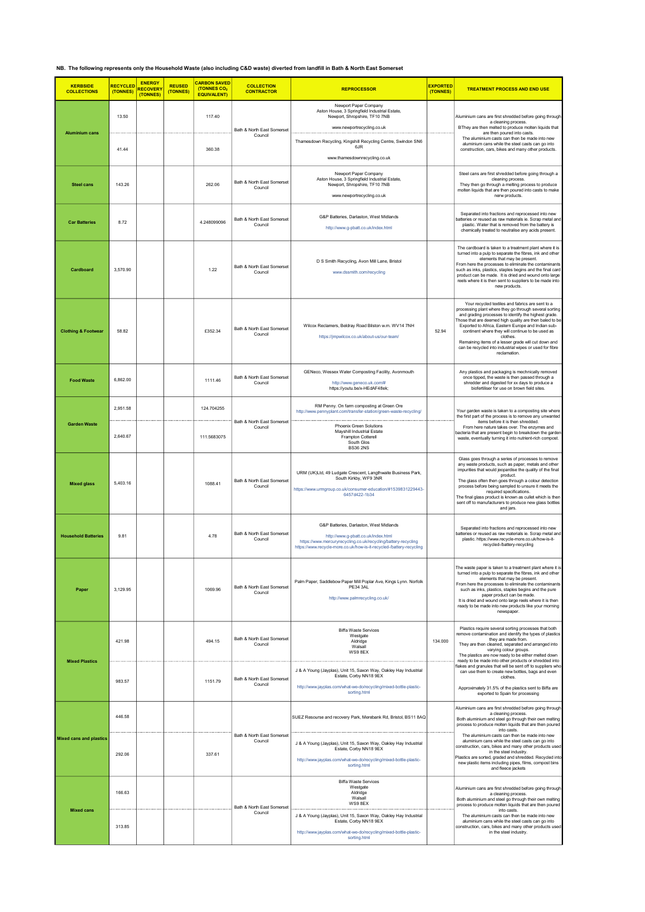**NB. The following represents only the Household Waste (also including C&D waste) diverted from landfill in Bath & North East Somerset**

| KERBSIDE COLLECTIONS | RECYCLED (TONNES) | ENERGY RECOVERY (TONNES) | REUSED (TONNES) | CARBON SAVED (TONNES $CO_2$ EQUIVALENT) | COLLECTION CONTRACTOR | REPROCESSOR | EXPORTED (TONNES) | TREATMENT PROCESS AND END USE |
|---|---|---|---|---|---|---|---|---|
| Aluminium cans | 13.50 | | | 117.40 | Bath & North East Somerset Council | Newport Paper Company Aston House, 3 Springfield Industrial Estate, Newport, Shropshire, TF10 7NB www.newportrecycling.co.uk | | Aluminium cans are first shredded before going through a cleaning process. BThey are then melted to produce molten liquids that are then poured into casts. The aluminium casts can then be made into new aluminium cans while the steel casts can go into construction, cars, bikes and many other products. |
| | 41.44 | | | 360.38 | | Thamesdown Recycling, Kingshill Recycling Centre, Swindon SN6 6JR www.thamesdownrecycling.co.uk | | |
| Steel cans | 143.26 | | | 262.06 | Bath & North East Somerset Council | Newport Paper Company Aston House, 3 Springfield Industrial Estate, Newport, Shropshire, TF10 7NB www.newportrecycling.co.uk | | Steel cans are first shredded before going through a cleaning process. They then go through a melting process to produce molten liquids that are then poured into casts to make nerw products. |
| Car Batteries | 8.72 | | | 4.248099096 | Bath & North East Somerset Council | G&P Batteries, Darlaston, West Midlands http://www.g-pbatt.co.uk/index.html | | Separated into fractions and reprocessed into new batteries or reused as raw materials ie. Scrap metal and plastic. Water that is removed from the battery is chemically treated to neutralise any acids present. |
| Cardboard | 3,570.90 | | | 1.22 | Bath & North East Somerset Council | D S Smith Recycling, Avon Mill Lane, Bristol www.dssmith.com/recycling | | The cardboard is taken to a treatment plant where it is turned into a pulp to separate the fibres, ink and other elements that may be present. From here the processes to eliminate the contaminants such as inks, plastics, staples begins and the final card product can be made. It is dried and wound onto large reels where it is then sent to suppliers to be made into new products. |
| Clothing & Footwear | 58.82 | | | £352.34 | Bath & North East Somerset Council | Wilcox Reclamers, Beldray Road Bilston w.m. WV14 7NH https://jmpwilcox.co.uk/about-us/our-team/ | 52.94 | Your recycled textiles and fabrics are sent to a processing plant where they go through several sorting and grading processes to identify the highest grade. Those that are deemed high quality are then baled to be Exported to Africa, Eastern Europe and Indian sub-continent where they will continue to be used as clothes. Remaining items of a lesser grade will cut down and can be recycled into industrial wipes or used for fibre reclamation. |
| Food Waste | 6,862.00 | | | 1111.46 | Bath & North East Somerset Council | GENeco, Wessex Water Composting Facility, Avonmouth http://www.geneco.uk.com/# https://youtu.be/x-HEdAF48ek; | | Any plastics and packaging is mechnically removed once tipped, the waste is then passed through a shredder and digested for xx days to produce a biofertiliser for use on brown field sites. |
| Garden Waste | 2,951.58 | | | 124.704255 | Bath & North East Somerset Council | RM Penny. On farm composting at Green Ore http://www.pennyplant.com/transfer-station/green-waste-recycling/ | | Your garden waste is taken to a composting site where the first part of the process is to remove any unwanted items before it is then shredded. From here nature takes over. The enzymes and bacteria that are present begin to breakdown the garden waste, eventually turning it into nutrient-rich compost. |
| | 2,640.67 | | | 111.5683075 | | Phoenix Green Solutions Mayshill Industrial Estate Frampton Cotterell South Glos BS36 2NS | | |
| Mixed glass | 5,403.16 | | | 1088.41 | Bath & North East Somerset Council | URM (UK)Ltd, 49 Ludgate Crescent, Langthwaite Business Park, South Kirkby, WF9 3NR https://www.urmgroup.co.uk/consumer-education/#1539831229443-6457d422-1b34 | | Glass goes through a series of processes to remove any waste products, such as paper, metals and other impurities that would jeopardise the quality of the final product. The glass often then goes through a colour detection process before being sampled to unsure it meets the required specifications. The final glass product is known as cullet which is then sent off to manufacturers to produce new glass bottles and jars. |
| Household Batteries | 9.81 | | | 4.78 | Bath & North East Somerset Council | G&P Batteries, Darlaston, West Midlands http://www.g-pbatt.co.uk/index.html https://www.mercuryrecycling.co.uk/recycling/battery-recycling https://www.recycle-more.co.uk/how-is-it-recycled-/battery-recycling | | Separated into fractions and reprocessed into new batteries or reused as raw materials ie. Scrap metal and plastic. https://www.recycle-more.co.uk/how-is-it-recycled-/battery-recycling |
| Paper | 3,129.95 | | | 1069.96 | Bath & North East Somerset Council | Palm Paper, Saddlebow Paper Mill Poplar Ave, Kings Lynn. Norfolk PE34 3AL http://www.palmrecycling.co.uk/ | | The waste paper is taken to a treatment plant where it is turned into a pulp to separate the fibres, ink and other elements that may be present. From here the processes to eliminate the contaminants such as inks, plastics, staples begins and the pure paper product can be made. It is dried and wound onto large reels where it is then ready to be made into new products like your morning newspaper. |
| Mixed Plastics | 421.98 | | | 494.15 | Bath & North East Somerset Council | Biffa Waste Services Westgate Aldridge Walsall WS9 8EX | 134.000 | Plastics require several sorting processes that both remove contamination and identify the types of plastics they are made from. They are then cleaned, separated and arranged into varying colour groups. The plastics are now ready to be either melted down ready to be made into other products or shredded into flakes and granules that will be sent off to suppliers who can use them to create new bottles, bags and even clothes. Approximately 31.5% of the plastics sent to Biffa are exported to Spain for processing |
| | 983.57 | | | 1151.79 | Bath & North East Somerset Council | J & A Young (Jayplas), Unit 15, Saxon Way, Oakley Hay Industrial Estate, Corby NN18 9EX http://www.jayplas.co.uk/what-we-do/recycling/mixed-bottle-plastic-sorting.html | | |
| Mixed cans and plastics | 446.58 | | | | Bath & North East Somerset Council | SUEZ Resourse and recovery Park, Merebank Rd, Bristol, BS11 8AQ | | Aluminium cans are first shredded before going through a cleaning process. Both aluminium and steel go through their own melting process to produce molten liquids that are then poured into casts. The aluminium casts can then be made into new aluminium cans while the steel casts can go into construction, cars, bikes and many other products used in the steel industry. Plastics are sorted, graded and shredded. Recycled into new plastic items including pipes, films, compost bins and fleece jackets |
| | 292.06 | | | 337.61 | | J & A Young (Jayplas), Unit 15, Saxon Way, Oakley Hay Industrial Estate, Corby NN18 9EX http://www.jayplas.co.uk/what-we-do/recycling/mixed-bottle-plastic-sorting.html | | |
| Mixed cans | 166.63 | | | | Bath & North East Somerset Council | Biffa Waste Services Westgate Aldridge Walsall WS9 8EX | | Aluminium cans are first shredded before going through a cleaning process. Both aluminium and steel go through their own melting process to produce molten liquids that are then poured into casts. The aluminium casts can then be made into new aluminium cans while the steel casts can go into construction, cars, bikes and many other products used in the steel industry. |
| | 313.85 | | | | | J & A Young (Jayplas), Unit 15, Saxon Way, Oakley Hay Industrial Estate, Corby NN18 9EX http://www.jayplas.co.uk/what-we-do/recycling/mixed-bottle-plastic-sorting.html | | |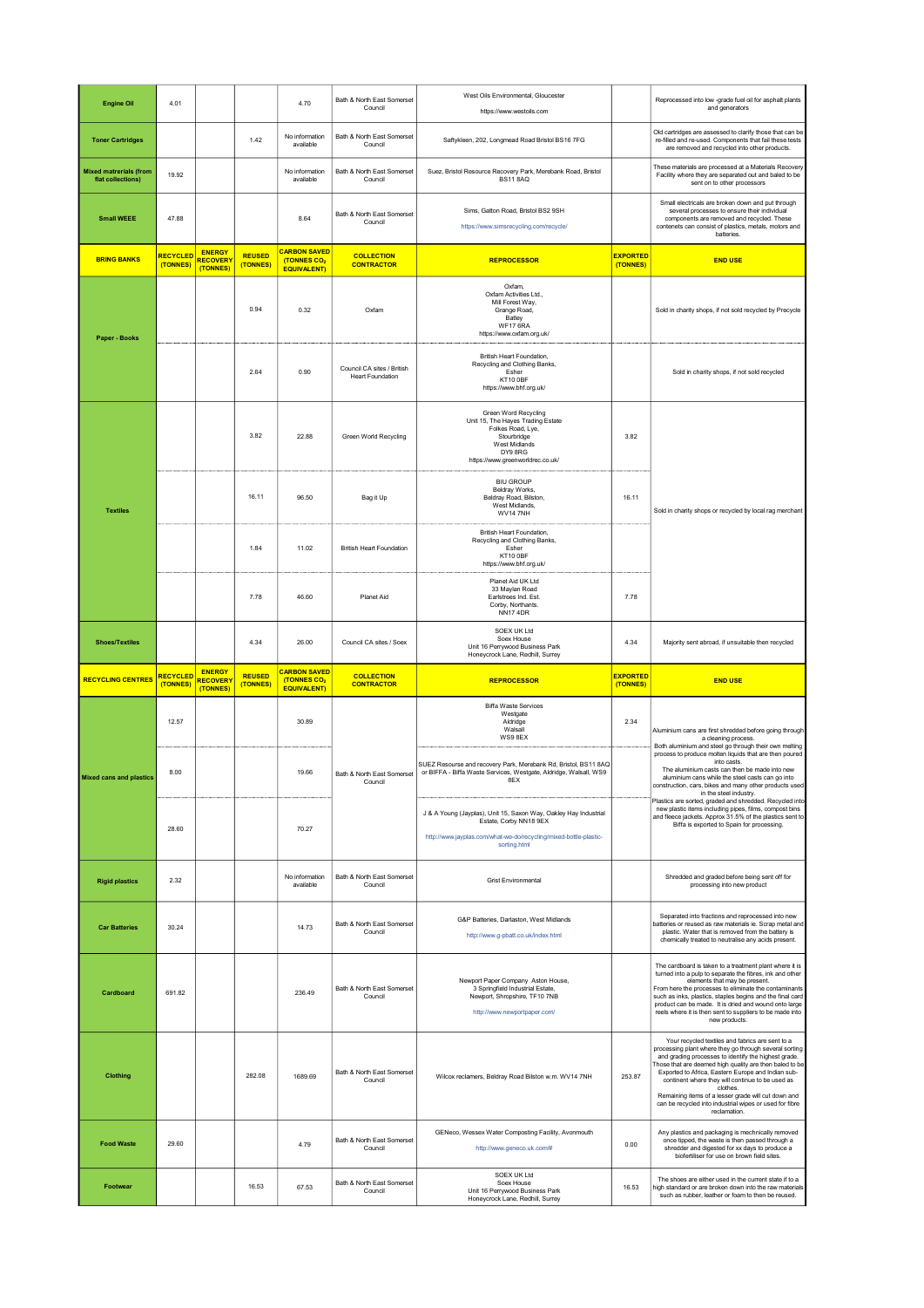| | | | | | | | | |
|---|---|---|---|---|---|---|---|---|
| **Engine Oil** | 4.01 | | | 4.70 | Bath & North East Somerset Council | West Oils Environmental, Gloucester https://www.westoils.com | | Reprocessed into low -grade fuel oil for asphalt plants and generators |
| **Toner Cartridges** | | | 1.42 | No information available | Bath & North East Somerset Council | Saftykleen, 202, Longmead Road Bristol BS16 7FG | | Old cartridges are assessed to clarify those that can be re-filled and re-used. Components that fail these tests are removed and recycled into other products. |
| **Mixed matrerials (from flat collections)** | 19.92 | | | No information available | Bath & North East Somerset Council | Suez, Bristol Resource Recovery Park, Merebank Road, Bristol BS11 8AQ | | These materials are processed at a Materials Recovery Facility where they are separated out and baled to be sent on to other processors |
| **Small WEEE** | 47.88 | | | 8.64 | Bath & North East Somerset Council | Sims, Gatton Road, Bristol BS2 9SH https://www.simsrecycling.com/recycle/ | | Small electricals are broken down and put through several processes to ensure their individual components are removed and recycled. These contenets can consist of plastics, metals, motors and batteries. |
| **BRING BANKS** | **RECYCLED (TONNES)** | **ENERGY RECOVERY (TONNES)** | **REUSED (TONNES)** | **CARBON SAVED (TONNES $CO_2$ EQUIVALENT)** | **COLLECTION CONTRACTOR** | **REPROCESSOR** | **EXPORTED (TONNES)** | **END USE** |
| **Paper - Books** | | | 0.94 | 0.32 | Oxfam | Oxfam, Oxfam Activities Ltd., Mill Forest Way, Grange Road, Batley WF17 6RA https://www.oxfam.org.uk/ | | Sold in charity shops, if not sold recycled by Precycle |
| | | | 2.64 | 0.90 | Council CA sites / British Heart Foundation | British Heart Foundation, Recycling and Clothing Banks, Esher KT10 0BF https://www.bhf.org.uk/ | | Sold in charity shops, if not sold recycled |
| **Textiles** | | | 3.82 | 22.88 | Green World Recycling | Green Word Recycling Unit 15, The Hayes Trading Estate Folkes Road, Lye, Stourbridge West Midlands DY9 8RG https://www.greenworldrec.co.uk/ | 3.82 | Sold in charity shops or recycled by local rag merchant |
| | | | 16.11 | 96.50 | Bag it Up | BIU GROUP Beldray Works, Beldray Road, Bilston, West Midlands, WV14 7NH | 16.11 | |
| | | | 1.84 | 11.02 | British Heart Foundation | British Heart Foundation, Recycling and Clothing Banks, Esher KT10 0BF https://www.bhf.org.uk/ | | |
| | | | 7.78 | 46.60 | Planet Aid | Planet Aid UK Ltd 33 Maylan Road Earlstrees Ind. Est. Corby, Northants. NN17 4DR | 7.78 | |
| **Shoes/Textiles** | | | 4.34 | 26.00 | Council CA sites / Soex | SOEX UK Ltd Soex House Unit 16 Perrywood Business Park Honeycrock Lane, Redhill, Surrey | 4.34 | Majority sent abroad, if unsuitable then recycled |
| **RECYCLING CENTRES** | **RECYCLED (TONNES)** | **ENERGY RECOVERY (TONNES)** | **REUSED (TONNES)** | **CARBON SAVED (TONNES $CO_2$ EQUIVALENT)** | **COLLECTION CONTRACTOR** | **REPROCESSOR** | **EXPORTED (TONNES)** | **END USE** |
| **Mixed cans and plastics** | 12.57 | | | 30.89 | Bath & North East Somerset Council | Biffa Waste Services Westgate Aldridge Walsall WS9 8EX | 2.34 | Aluminium cans are first shredded before going through a cleaning process. Both aluminium and steel go through their own melting process to produce molten liquids that are then poured into casts. The aluminium casts can then be made into new aluminium cans while the steel casts can go into construction, cars, bikes and many other products used in the steel industry. Plastics are sorted, graded and shredded. Recycled into new plastic items including pipes, films, compost bins and fleece jackets. Approx 31.5% of the plastics sent to Biffa is exported to Spain for processing. |
| | 8.00 | | | 19.66 | | SUEZ Resourse and recovery Park, Merebank Rd, Bristol, BS11 8AQ or BIFFA - Biffa Waste Services, Westgate, Aldridge, Walsall, WS9 8EX | | |
| | 28.60 | | | 70.27 | | J & A Young (Jayplas), Unit 15, Saxon Way, Oakley Hay Industrial Estate, Corby NN18 9EX http://www.jayplas.com/what-we-do/recycling/mixed-bottle-plastic-sorting.html | | |
| **Rigid plastics** | 2.32 | | | No information available | Bath & North East Somerset Council | Grist Environmental | | Shredded and graded before being sent off for processing into new product |
| **Car Batteries** | 30.24 | | | 14.73 | Bath & North East Somerset Council | G&P Batteries, Darlaston, West Midlands http://www.g-pbatt.co.uk/index.html | | Separated into fractions and reprocessed into new batteries or reused as raw materials ie. Scrap metal and plastic. Water that is removed from the battery is chemically treated to neutralise any acids present. |
| **Cardboard** | 691.82 | | | 236.49 | Bath & North East Somerset Council | Newport Paper Company Aston House, 3 Springfield Industrial Estate, Newport, Shropshire, TF10 7NB http://www.newportpaper.com/ | | The cardboard is taken to a treatment plant where it is turned into a pulp to separate the fibres, ink and other elements that may be present. From here the processes to eliminate the contaminants such as inks, plastics, staples begins and the final card product can be made. It is dried and wound onto large reels where it is then sent to suppliers to be made into new products. |
| **Clothing** | | | 282.08 | 1689.69 | Bath & North East Somerset Council | Wilcox reclamers, Beldray Road Bilston w.m. WV14 7NH | 253.87 | Your recycled textiles and fabrics are sent to a processing plant where they go through several sorting and grading processes to identify the highest grade. Those that are deemed high quality are then baled to be Exported to Africa, Eastern Europe and Indian sub-continent where they will continue to be used as clothes. Remaining items of a lesser grade will cut down and can be recycled into industrial wipes or used for fibre reclamation. |
| **Food Waste** | 29.60 | | | 4.79 | Bath & North East Somerset Council | GENeco, Wessex Water Composting Facility, Avonmouth http://www.geneco.uk.com/# | 0.00 | Any plastics and packaging is mechnically removed once tipped, the waste is then passed through a shredder and digested for xx days to produce a biofertiliser for use on brown field sites. |
| **Footwear** | | | 16.53 | 67.53 | Bath & North East Somerset Council | SOEX UK Ltd Soex House Unit 16 Perrywood Business Park Honeycrock Lane, Redhill, Surrey | 16.53 | The shoes are either used in the current state if to a high standard or are broken down into the raw materials such as rubber, leather or foam to then be reused. |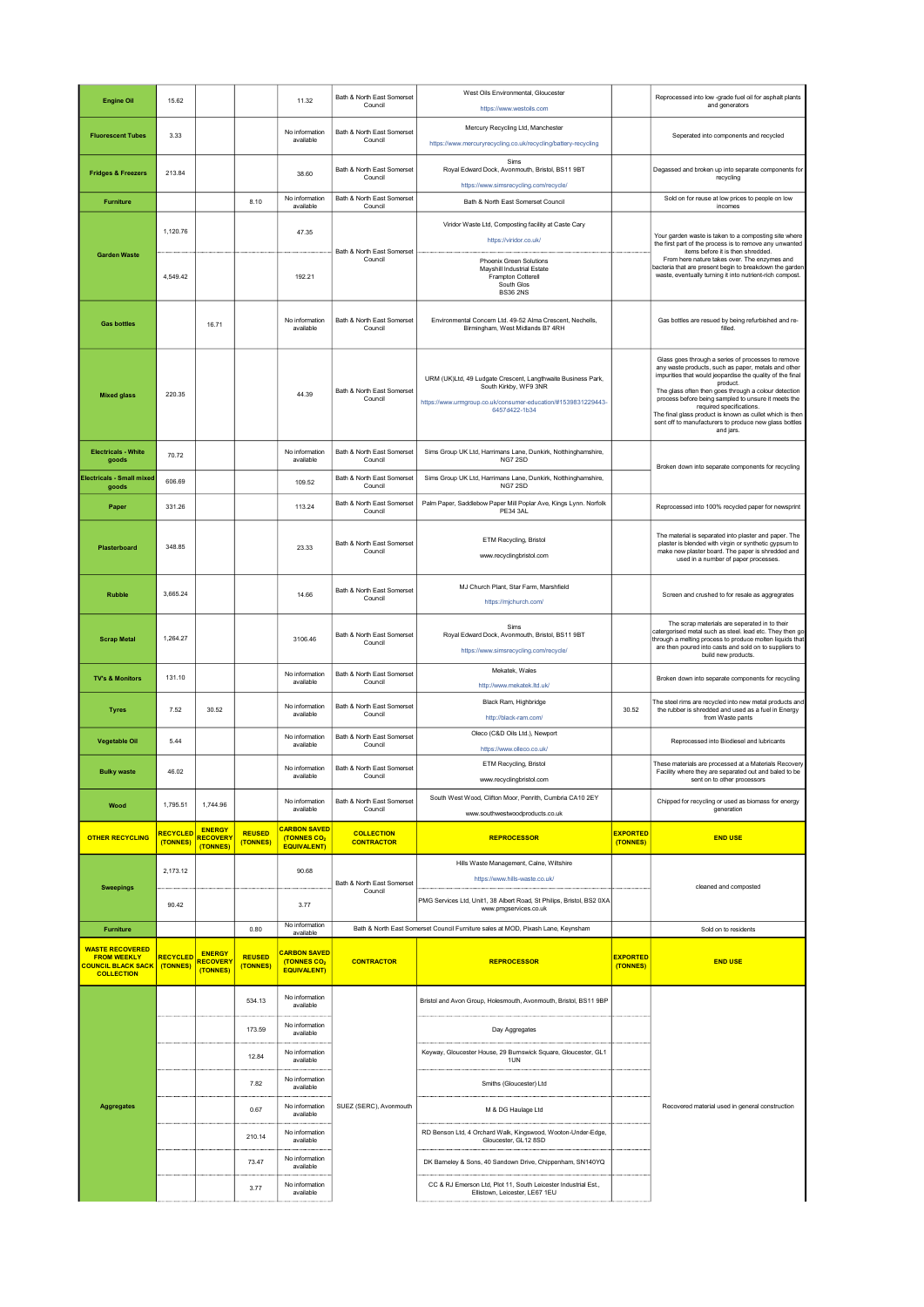| | | | | | | | | |
|---|---|---|---|---|---|---|---|---|
| **Engine Oil** | 15.62 | | | 11.32 | Bath & North East Somerset Council | West Oils Environmental, Gloucester https://www.westoils.com | | Reprocessed into low -grade fuel oil for asphalt plants and generators |
| **Fluorescent Tubes** | 3.33 | | | No information available | Bath & North East Somerset Council | Mercury Recycling Ltd, Manchester https://www.mercuryrecycling.co.uk/recycling/battery-recycling | | Seperated into components and recycled |
| **Fridges & Freezers** | 213.84 | | | 38.60 | Bath & North East Somerset Council | Sims Royal Edward Dock, Avonmouth, Bristol, BS11 9BT https://www.simsrecycling.com/recycle/ | | Degassed and broken up into separate components for recycling |
| **Furniture** | | | 8.10 | No information available | Bath & North East Somerset Council | Bath & North East Somerset Council | | Sold on for reuse at low prices to people on low incomes |
| **Garden Waste** | 1,120.76 | | | 47.35 | Bath & North East Somerset Council | Viridor Waste Ltd, Composting facility at Caste Cary https://viridor.co.uk/ | | Your garden waste is taken to a composting site where the first part of the process is to remove any unwanted items before it is then shredded. From here nature takes over. The enzymes and bacteria that are present begin to breakdown the garden waste, eventually turning it into nutrient-rich compost. |
| | 4,549.42 | | | 192.21 | | Phoenix Green Solutions Mayshill Industrial Estate Frampton Cotterell South Glos BS36 2NS | | |
| **Gas bottles** | | 16.71 | | No information available | Bath & North East Somerset Council | Environmental Concern Ltd. 49-52 Alma Crescent, Nechells, Birmingham, West Midlands B7 4RH | | Gas bottles are resued by being refurbished and re-filled. |
| **Mixed glass** | 220.35 | | | 44.39 | Bath & North East Somerset Council | URM (UK)Ltd, 49 Ludgate Crescent, Langthwaite Business Park, South Kirkby, WF9 3NR https://www.urmgroup.co.uk/consumer-education/#1539831229443-6457d422-1b34 | | Glass goes through a series of processes to remove any waste products, such as paper, metals and other impurities that would jeopardise the quality of the final product. The glass often then goes through a colour detection process before being sampled to unsure it meets the required specifications. The final glass product is known as cullet which is then sent off to manufacturers to produce new glass bottles and jars. |
| **Electricals - White goods** | 70.72 | | | No information available | Bath & North East Somerset Council | Sims Group UK Ltd, Harrimans Lane, Dunkirk, Notthinghamshire, NG7 2SD | | Broken down into separate components for recycling |
| **Electricals - Small mixed goods** | 606.69 | | | 109.52 | Bath & North East Somerset Council | Sims Group UK Ltd, Harrimans Lane, Dunkirk, Notthinghamshire, NG7 2SD | | |
| **Paper** | 331.26 | | | 113.24 | Bath & North East Somerset Council | Palm Paper, Saddlebow Paper Mill Poplar Ave, Kings Lynn. Norfolk PE34 3AL | | Reprocessed into 100% recycled paper for newsprint |
| **Plasterboard** | 348.85 | | | 23.33 | Bath & North East Somerset Council | ETM Recycling, Bristol www.recyclingbristol.com | | The material is separated into plaster and paper. The plaster is blended with virgin or synthetic gypsum to make new plaster board. The paper is shredded and used in a number of paper processes. |
| **Rubble** | 3,665.24 | | | 14.66 | Bath & North East Somerset Council | MJ Church Plant, Star Farm, Marshfield https://mjchurch.com/ | | Screen and crushed to for resale as aggregates |
| **Scrap Metal** | 1,264.27 | | | 3106.46 | Bath & North East Somerset Council | Sims Royal Edward Dock, Avonmouth, Bristol, BS11 9BT https://www.simsrecycling.com/recycle/ | | The scrap materials are seperated in to their catergorised metal such as steel. lead etc. They then go through a melting process to produce molten liquids that are then poured into casts and sold on to suppliers to build new products. |
| **TV's & Monitors** | 131.10 | | | No information available | Bath & North East Somerset Council | Mekatek, Wales http://www.mekatek.ltd.uk/ | | Broken down into separate components for recycling |
| **Tyres** | 7.52 | 30.52 | | No information available | Bath & North East Somerset Council | Black Ram, Highbridge http://black-ram.com/ | 30.52 | The steel rims are recycled into new metal products and the rubber is shredded and used as a fuel in Energy from Waste pants |
| **Vegetable Oil** | 5.44 | | | No information available | Bath & North East Somerset Council | Oleco (C&D Oils Ltd.), Newport https://www.olleco.co.uk/ | | Reprocessed into Biodiesel and lubricants |
| **Bulky waste** | 46.02 | | | No information available | Bath & North East Somerset Council | ETM Recycling, Bristol www.recyclingbristol.com | | These materials are processed at a Materials Recovery Facility where they are separated out and baled to be sent on to other processors |
| **Wood** | 1,795.51 | 1,744.96 | | No information available | Bath & North East Somerset Council | South West Wood, Clifton Moor, Penrith, Cumbria CA10 2EY www.southwestwoodproducts.co.uk | | Chipped for recycling or used as biomass for energy generation |
| **OTHER RECYCLING** | **RECYCLED (TONNES)** | **ENERGY RECOVERY (TONNES)** | **REUSED (TONNES)** | **CARBON SAVED (TONNES $CO_2$ EQUIVALENT)** | **COLLECTION CONTRACTOR** | **REPROCESSOR** | **EXPORTED (TONNES)** | **END USE** |
| **Sweepings** | 2,173.12 | | | 90.68 | Bath & North East Somerset Council | Hills Waste Management, Calne, Wiltshire https://www.hills-waste.co.uk/ | | cleaned and composted |
| | 90.42 | | | 3.77 | | PMG Services Ltd, Unit1, 38 Albert Road, St Philips, Bristol, BS2 0XA www.pmgservices.co.uk | | |
| **Furniture** | | | 0.80 | No information available | Bath & North East Somerset Council Furniture sales at MOD, Pixash Lane, Keynsham | | | Sold on to residents |
| **WASTE RECOVERED FROM WEEKLY COUNCIL BLACK SACK COLLECTION** | **RECYCLED (TONNES)** | **ENERGY RECOVERY (TONNES)** | **REUSED (TONNES)** | **CARBON SAVED (TONNES $CO_2$ EQUIVALENT)** | **CONTRACTOR** | **REPROCESSOR** | **EXPORTED (TONNES)** | **END USE** |
| **Aggregates** | | | 534.13 | No information available | SUEZ (SERC), Avonmouth | Bristol and Avon Group, Holesmouth, Avonmouth, Bristol, BS11 9BP | | Recovered material used in general construction |
| | | | 173.59 | No information available | | Day Aggregates | | |
| | | | 12.84 | No information available | | Keyway, Gloucester House, 29 Burnswick Square, Gloucester, GL1 1UN | | |
| | | | 7.82 | No information available | | Smiths (Gloucester) Ltd | | |
| | | | 0.67 | No information available | | M & DG Haulage Ltd | | |
| | | | 210.14 | No information available | | RD Benson Ltd, 4 Orchard Walk, Kingswood, Wooton-Under-Edge, Gloucester, GL12 8SD | | |
| | | | 73.47 | No information available | | DK Barneley & Sons, 40 Sandown Drive, Chippenham, SN140YQ | | |
| | | | 3.77 | No information available | | CC & RJ Emerson Ltd, Plot 11, South Leicester Industrial Est., Ellistown, Leicester, LE67 1EU | | |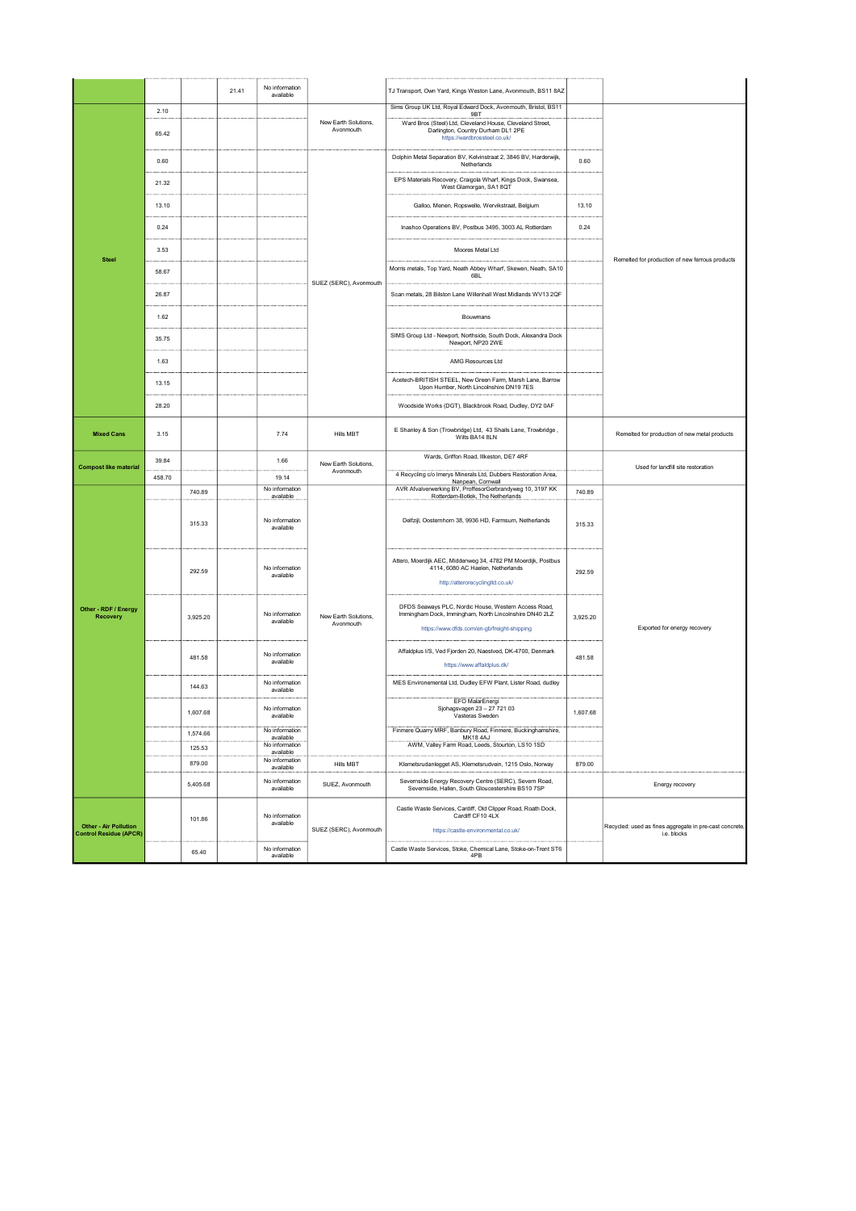| | | | | | | | | |
|---|---|---|---|---|---|---|---|---|
| | | | 21.41 | No information available | | TJ Transport, Own Yard, Kings Weston Lane, Avonmouth, BS11 8AZ | | |
| **Steel** | 2.10 | | | | New Earth Solutions, Avonmouth | Sims Group UK Ltd, Royal Edward Dock, Avonmouth, Bristol, BS11 9BT | | Remelted for production of new ferrous products |
| | 65.42 | | | | | Ward Bros (Steel) Ltd, Cleveland House, Cleveland Street, Darlington, Country Durham DL1 2PE https://wardbrossteel.co.uk/ | | |
| | 0.60 | | | | SUEZ (SERC), Avonmouth | Dolphin Metal Separation BV, Kelvinstraat 2, 3846 BV, Harderwijk, Netherlands | 0.60 | |
| | 21.32 | | | | | EPS Materials Recovery, Craigola Wharf, Kings Dock, Swansea, West Glamorgan, SA1 8QT | | |
| | 13.10 | | | | | Galloo, Menen, Ropswelle, Wervikstraat, Belgium | 13.10 | |
| | 0.24 | | | | | Inashco Operations BV, Postbus 3495, 3003 AL Rotterdam | 0.24 | |
| | 3.53 | | | | | Moores Metal Ltd | | |
| | 58.67 | | | | | Morris metals, Top Yard, Neath Abbey Wharf, Skewen, Neath, SA10 6BL | | |
| | 26.87 | | | | | Scan metals, 28 Bilston Lane Willenhall West Midlands WV13 2QF | | |
| | 1.62 | | | | | Bouwmans | | |
| | 35.75 | | | | | SIMS Group Ltd - Newport, Northside, South Dock, Alexandra Dock Newport, NP20 2WE | | |
| | 1.63 | | | | | AMG Resources Ltd | | |
| | 13.15 | | | | | Acetech-BRITISH STEEL, New Green Farm, Marsh Lane, Barrow Upon Humber, North Lincolnshire DN19 7ES | | |
| | 28.20 | | | | | Woodside Works (DGT), Blackbrook Road, Dudley, DY2 0AF | | |
| **Mixed Cans** | 3.15 | | | 7.74 | Hills MBT | E Shanley & Son (Trowbridge) Ltd, 43 Shails Lane, Trowbridge , Wilts BA14 8LN | | Remelted for production of new metal products |
| **Compost like material** | 39.84 | | | 1.66 | New Earth Solutions, Avonmouth | Wards, Griffon Road, Ilkeston, DE7 4RF | | Used for landfill site restoration |
| | 458.70 | | | 19.14 | | 4 Recycling c/o Imerys Minerals Ltd, Dubbers Restoration Area, Nanpean, Cornwall | | |
| **Other - RDF / Energy Recovery** | | 740.89 | | No information available | New Earth Solutions, Avonmouth | AVR Afvalverwerking BV, ProffesorGerbrandyweg 10, 3197 KK Rotterdam-Botlek, The Netherlands | 740.89 | Exported for energy recovery |
| | | 315.33 | | No information available | | Delfzijl, Oosternhorn 38, 9936 HD, Farmsum, Netherlands | 315.33 | |
| | | 292.59 | | No information available | | Attero, Moerdijk AEC, Middenweg 34, 4782 PM Moerdijk, Postbus 4114, 6080 AC Haelen, Netherlands http://atterorecyclingltd.co.uk/ | 292.59 | |
| | | 3,925.20 | | No information available | | DFDS Seaways PLC, Nordic House, Western Access Road, Immingham Dock, Immingham, North Lincolnshire DN40 2LZ https://www.dfds.com/en-gb/freight-shipping | 3,925.20 | |
| | | 481.58 | | No information available | | Affaldplus I/S, Ved Fjorden 20, Naestved, DK-4700, Denmark https://www.affaldplus.dk/ | 481.58 | |
| | | 144.63 | | No information available | | MES Environemental Ltd, Dudley EFW Plant, Lister Road, dudley | | |
| | | 1,607.68 | | No information available | | EFO MalarEnergi Sjohagsvagen 23 – 27 721 03 Vasteras Sweden | 1,607.68 | |
| | | 1,574.66 | | No information available | | Finmere Quarry MRF, Banbury Road, Finmere, Buckinghamshire, MK18 4AJ | | |
| | | 125.53 | | No information available | | AWM, Valley Farm Road, Leeds, Stourton, LS10 1SD | | |
| | | 879.00 | | No information available | Hills MBT | Klemetsrudanlegget AS, Klemetsrudvein, 1215 Oslo, Norway | 879.00 | |
| | | 5,405.68 | | No information available | SUEZ, Avonmouth | Severnside Energy Recovery Centre (SERC), Severn Road, Severnside, Hallen, South Gloucestershire BS10 7SP | | Energy recovery |
| **Other - Air Pollution Control Residue (APCR)** | | 101.86 | | No information available | SUEZ (SERC), Avonmouth | Castle Waste Services, Cardiff, Old Clipper Road, Roath Dock, Cardiff CF10 4LX https://castle-environmental.co.uk/ | | Recycled: used as fines aggregate in pre-cast concrete, i.e. blocks |
| | | 65.40 | | No information available | | Castle Waste Services, Stoke, Chemical Lane, Stoke-on-Trent ST6 4PB | | |